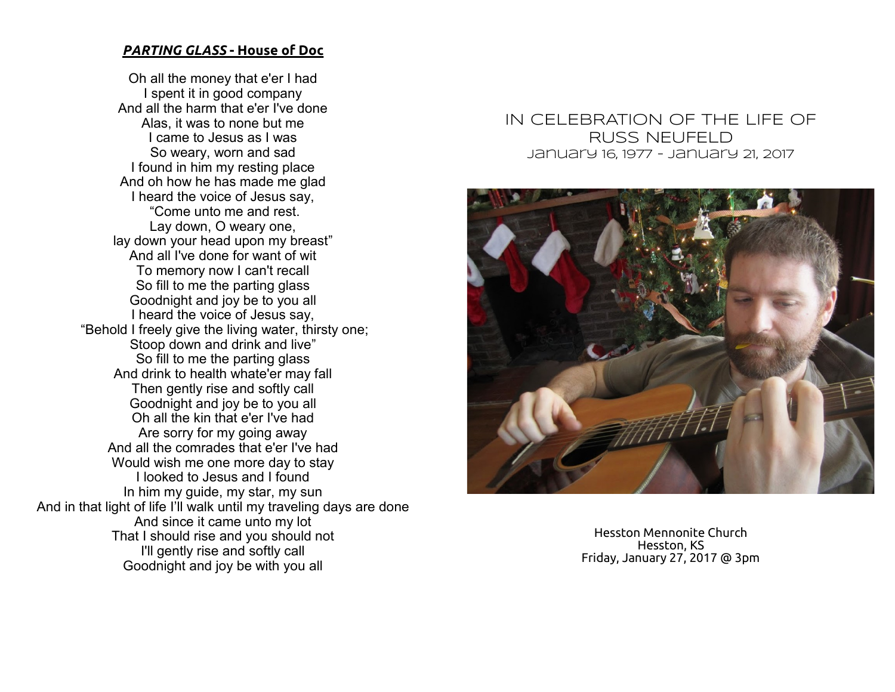***PARTING GLASS*** **- House of Doc**

Oh all the money that e'er I had
I spent it in good company
And all the harm that e'er I've done
Alas, it was to none but me
I came to Jesus as I was
So weary, worn and sad
I found in him my resting place
And oh how he has made me glad
I heard the voice of Jesus say,
“Come unto me and rest.
Lay down, O weary one,
lay down your head upon my breast”
And all I've done for want of wit
To memory now I can't recall
So fill to me the parting glass
Goodnight and joy be to you all
I heard the voice of Jesus say,
“Behold I freely give the living water, thirsty one;
Stoop down and drink and live”
So fill to me the parting glass
And drink to health whate'er may fall
Then gently rise and softly call
Goodnight and joy be to you all
Oh all the kin that e'er I've had
Are sorry for my going away
And all the comrades that e'er I've had
Would wish me one more day to stay
I looked to Jesus and I found
In him my guide, my star, my sun
And in that light of life I’ll walk until my traveling days are done
And since it came unto my lot
That I should rise and you should not
I'll gently rise and softly call
Goodnight and joy be with you all

# IN CELEBRATION OF THE LIFE OF RUSS NEUFELD

January 16, 1977 - January 21, 2017

Hesston Mennonite Church
Hesston, KS
Friday, January 27, 2017 @ 3pm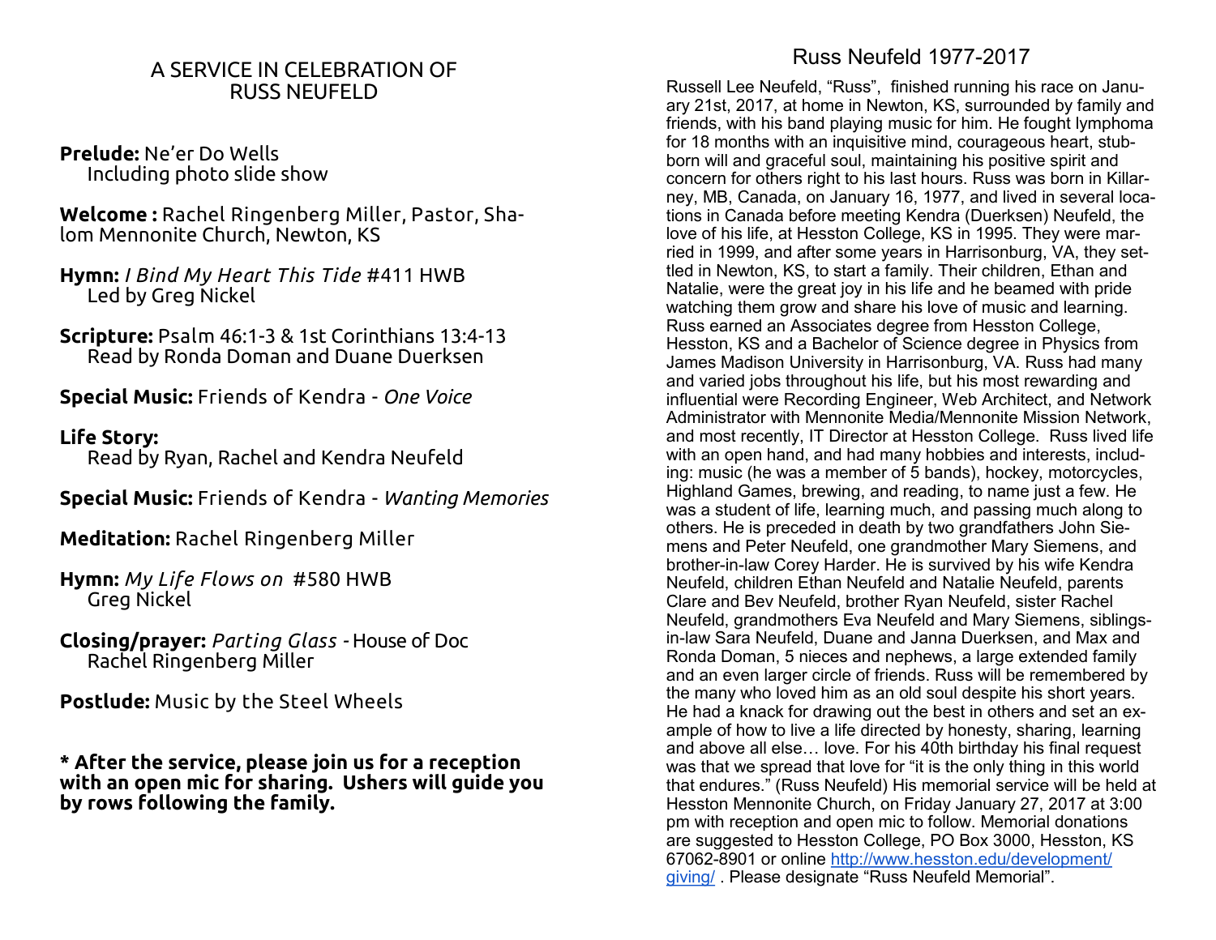# A SERVICE IN CELEBRATION OF RUSS NEUFELD

**Prelude:** Ne'er Do Wells
Including photo slide show

**Welcome :** Rachel Ringenberg Miller, Pastor, Shalom Mennonite Church, Newton, KS

**Hymn:** *I Bind My Heart This Tide* #411 HWB
Led by Greg Nickel

**Scripture:** Psalm 46:1-3 & 1st Corinthians 13:4-13
Read by Ronda Doman and Duane Duerksen

**Special Music:** Friends of Kendra - *One Voice*

**Life Story:**
Read by Ryan, Rachel and Kendra Neufeld

**Special Music:** Friends of Kendra - *Wanting Memories*

**Meditation:** Rachel Ringenberg Miller

**Hymn:** *My Life Flows on* #580 HWB
Greg Nickel

**Closing/prayer:** *Parting Glass* - House of Doc
Rachel Ringenberg Miller

**Postlude:** Music by the Steel Wheels

**\* After the service, please join us for a reception with an open mic for sharing. Ushers will guide you by rows following the family.**

## Russ Neufeld 1977-2017

Russell Lee Neufeld, "Russ", finished running his race on January 21st, 2017, at home in Newton, KS, surrounded by family and friends, with his band playing music for him. He fought lymphoma for 18 months with an inquisitive mind, courageous heart, stubborn will and graceful soul, maintaining his positive spirit and concern for others right to his last hours. Russ was born in Killarney, MB, Canada, on January 16, 1977, and lived in several locations in Canada before meeting Kendra (Duerksen) Neufeld, the love of his life, at Hesston College, KS in 1995. They were married in 1999, and after some years in Harrisonburg, VA, they settled in Newton, KS, to start a family. Their children, Ethan and Natalie, were the great joy in his life and he beamed with pride watching them grow and share his love of music and learning. Russ earned an Associates degree from Hesston College, Hesston, KS and a Bachelor of Science degree in Physics from James Madison University in Harrisonburg, VA. Russ had many and varied jobs throughout his life, but his most rewarding and influential were Recording Engineer, Web Architect, and Network Administrator with Mennonite Media/Mennonite Mission Network, and most recently, IT Director at Hesston College. Russ lived life with an open hand, and had many hobbies and interests, including: music (he was a member of 5 bands), hockey, motorcycles, Highland Games, brewing, and reading, to name just a few. He was a student of life, learning much, and passing much along to others. He is preceded in death by two grandfathers John Siemens and Peter Neufeld, one grandmother Mary Siemens, and brother-in-law Corey Harder. He is survived by his wife Kendra Neufeld, children Ethan Neufeld and Natalie Neufeld, parents Clare and Bev Neufeld, brother Ryan Neufeld, sister Rachel Neufeld, grandmothers Eva Neufeld and Mary Siemens, siblings-in-law Sara Neufeld, Duane and Janna Duerksen, and Max and Ronda Doman, 5 nieces and nephews, a large extended family and an even larger circle of friends. Russ will be remembered by the many who loved him as an old soul despite his short years. He had a knack for drawing out the best in others and set an example of how to live a life directed by honesty, sharing, learning and above all else… love. For his 40th birthday his final request was that we spread that love for "it is the only thing in this world that endures." (Russ Neufeld) His memorial service will be held at Hesston Mennonite Church, on Friday January 27, 2017 at 3:00 pm with reception and open mic to follow. Memorial donations are suggested to Hesston College, PO Box 3000, Hesston, KS 67062-8901 or online [http://www.hesston.edu/development/giving/](http://www.hesston.edu/development/giving/) . Please designate "Russ Neufeld Memorial".